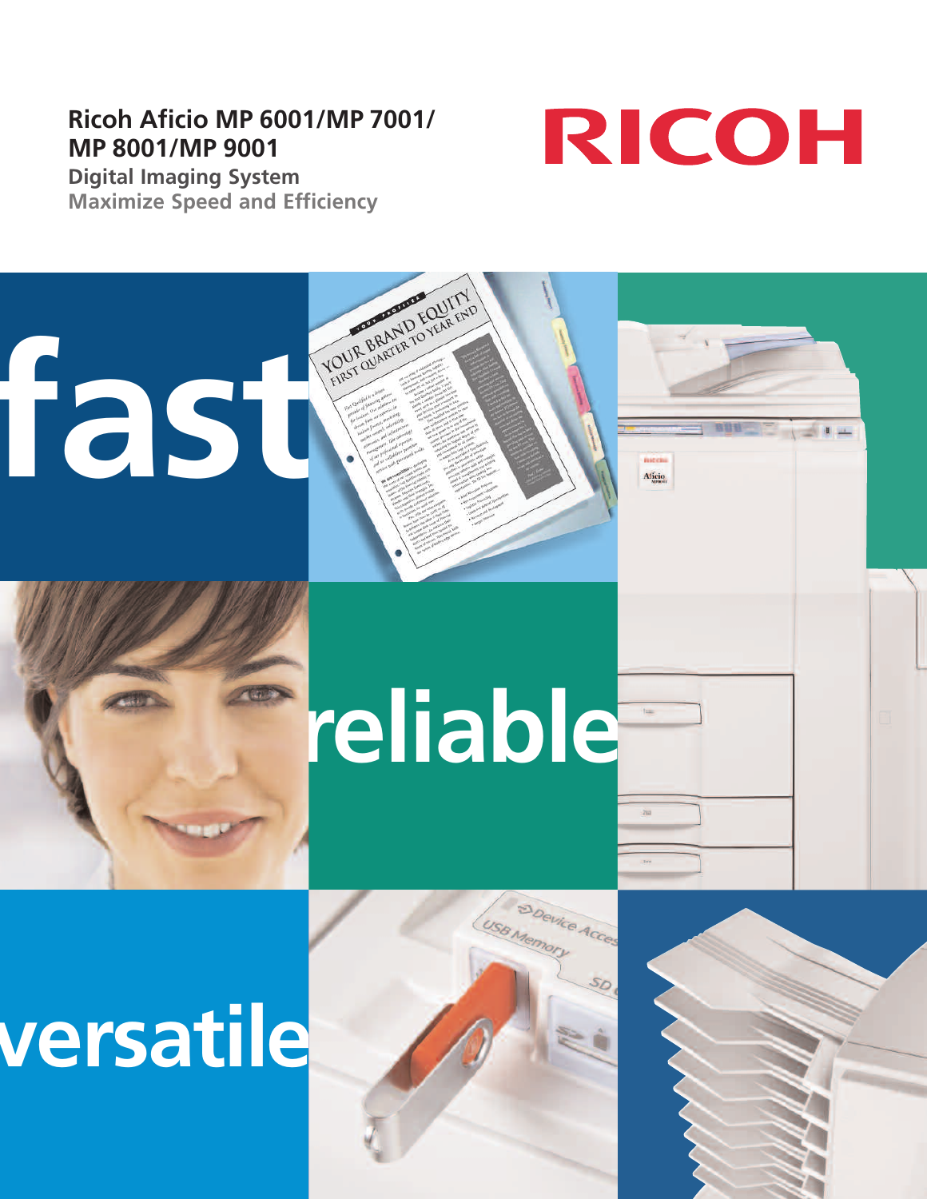# Ricoh Aficio MP 6001/MP 7001/ MP 8001/MP 9001

## Digital Imaging System

### Maximize Speed and Efficiency

RICOH

fast

reliable

versatile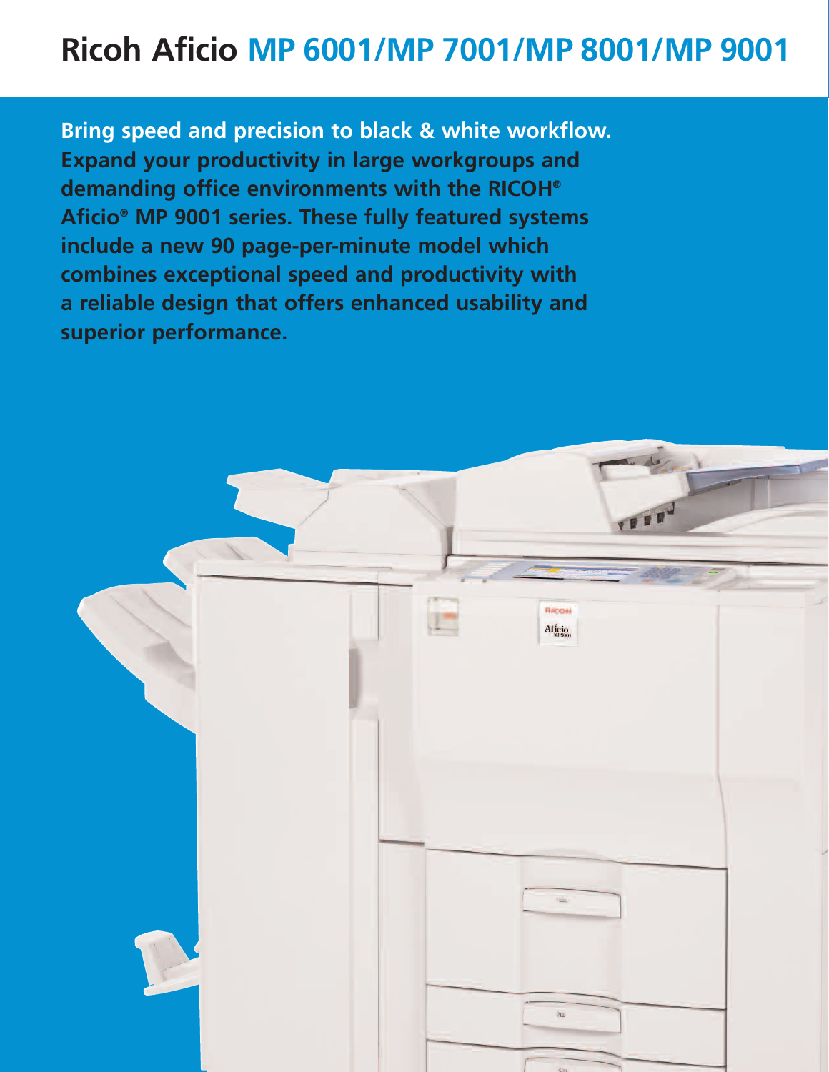# Ricoh Aficio MP 6001/MP 7001/MP 8001/MP 9001

**Bring speed and precision to black & white workflow. Expand your productivity in large workgroups and demanding office environments with the RICOH® Aficio® MP 9001 series. These fully featured systems include a new 90 page-per-minute model which combines exceptional speed and productivity with a reliable design that offers enhanced usability and superior performance.**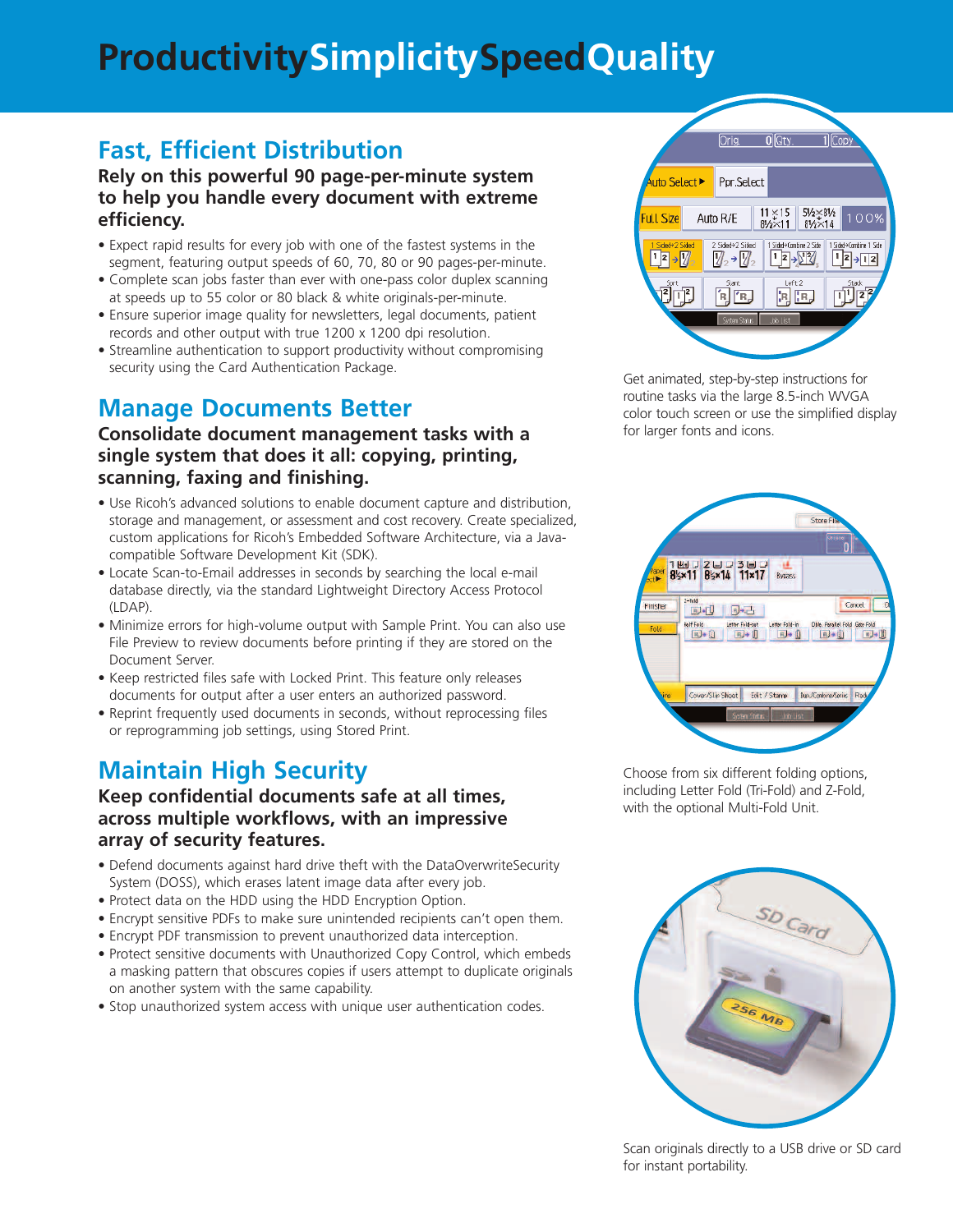# ProductivitySimplicitySpeedQuality

## Fast, Efficient Distribution

**Rely on this powerful 90 page-per-minute system to help you handle every document with extreme efficiency.**

- Expect rapid results for every job with one of the fastest systems in the segment, featuring output speeds of 60, 70, 80 or 90 pages-per-minute.
- Complete scan jobs faster than ever with one-pass color duplex scanning at speeds up to 55 color or 80 black & white originals-per-minute.
- Ensure superior image quality for newsletters, legal documents, patient records and other output with true 1200 x 1200 dpi resolution.
- Streamline authentication to support productivity without compromising security using the Card Authentication Package.

## Manage Documents Better

**Consolidate document management tasks with a single system that does it all: copying, printing, scanning, faxing and finishing.**

- Use Ricoh's advanced solutions to enable document capture and distribution, storage and management, or assessment and cost recovery. Create specialized, custom applications for Ricoh's Embedded Software Architecture, via a Java-compatible Software Development Kit (SDK).
- Locate Scan-to-Email addresses in seconds by searching the local e-mail database directly, via the standard Lightweight Directory Access Protocol (LDAP).
- Minimize errors for high-volume output with Sample Print. You can also use File Preview to review documents before printing if they are stored on the Document Server.
- Keep restricted files safe with Locked Print. This feature only releases documents for output after a user enters an authorized password.
- Reprint frequently used documents in seconds, without reprocessing files or reprogramming job settings, using Stored Print.

## Maintain High Security

**Keep confidential documents safe at all times, across multiple workflows, with an impressive array of security features.**

- Defend documents against hard drive theft with the DataOverwriteSecurity System (DOSS), which erases latent image data after every job.
- Protect data on the HDD using the HDD Encryption Option.
- Encrypt sensitive PDFs to make sure unintended recipients can't open them.
- Encrypt PDF transmission to prevent unauthorized data interception.
- Protect sensitive documents with Unauthorized Copy Control, which embeds a masking pattern that obscures copies if users attempt to duplicate originals on another system with the same capability.
- Stop unauthorized system access with unique user authentication codes.

Get animated, step-by-step instructions for routine tasks via the large 8.5-inch WVGA color touch screen or use the simplified display for larger fonts and icons.

Choose from six different folding options, including Letter Fold (Tri-Fold) and Z-Fold, with the optional Multi-Fold Unit.

Scan originals directly to a USB drive or SD card for instant portability.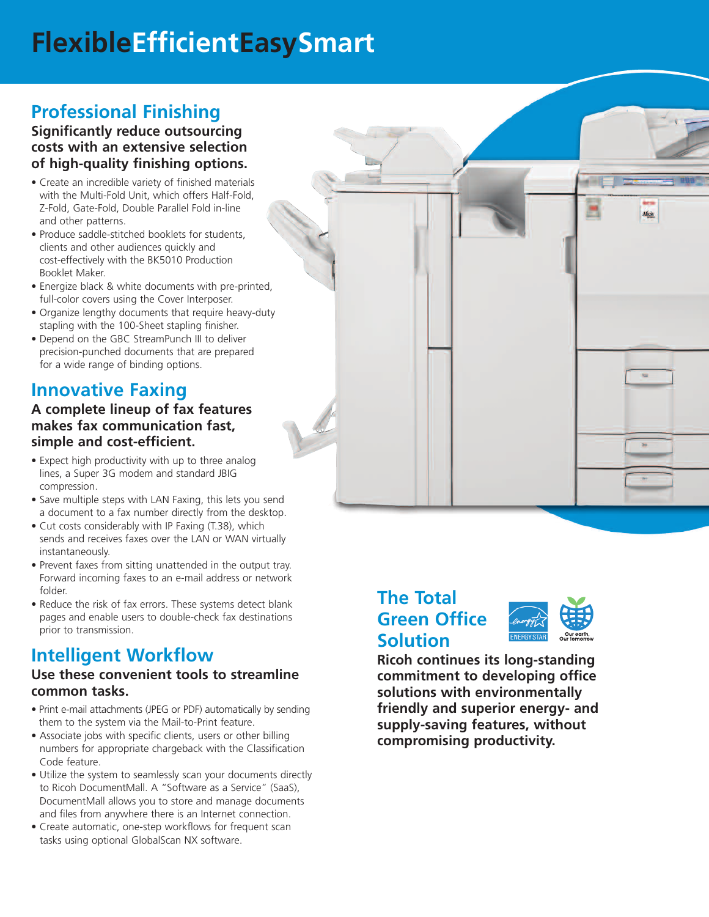# FlexibleEfficientEasySmart

## Professional Finishing

**Significantly reduce outsourcing costs with an extensive selection of high-quality finishing options.**

- Create an incredible variety of finished materials with the Multi-Fold Unit, which offers Half-Fold, Z-Fold, Gate-Fold, Double Parallel Fold in-line and other patterns.
- Produce saddle-stitched booklets for students, clients and other audiences quickly and cost-effectively with the BK5010 Production Booklet Maker.
- Energize black & white documents with pre-printed, full-color covers using the Cover Interposer.
- Organize lengthy documents that require heavy-duty stapling with the 100-Sheet stapling finisher.
- Depend on the GBC StreamPunch III to deliver precision-punched documents that are prepared for a wide range of binding options.

## Innovative Faxing

**A complete lineup of fax features makes fax communication fast, simple and cost-efficient.**

- Expect high productivity with up to three analog lines, a Super 3G modem and standard JBIG compression.
- Save multiple steps with LAN Faxing, this lets you send a document to a fax number directly from the desktop.
- Cut costs considerably with IP Faxing (T.38), which sends and receives faxes over the LAN or WAN virtually instantaneously.
- Prevent faxes from sitting unattended in the output tray. Forward incoming faxes to an e-mail address or network folder.
- Reduce the risk of fax errors. These systems detect blank pages and enable users to double-check fax destinations prior to transmission.

## Intelligent Workflow

**Use these convenient tools to streamline common tasks.**

- Print e-mail attachments (JPEG or PDF) automatically by sending them to the system via the Mail-to-Print feature.
- Associate jobs with specific clients, users or other billing numbers for appropriate chargeback with the Classification Code feature.
- Utilize the system to seamlessly scan your documents directly to Ricoh DocumentMall. A "Software as a Service" (SaaS), DocumentMall allows you to store and manage documents and files from anywhere there is an Internet connection.
- Create automatic, one-step workflows for frequent scan tasks using optional GlobalScan NX software.

## The Total Green Office Solution

ENERGY STAR

Our earth, Our tomorrow

**Ricoh continues its long-standing commitment to developing office solutions with environmentally friendly and superior energy- and supply-saving features, without compromising productivity.**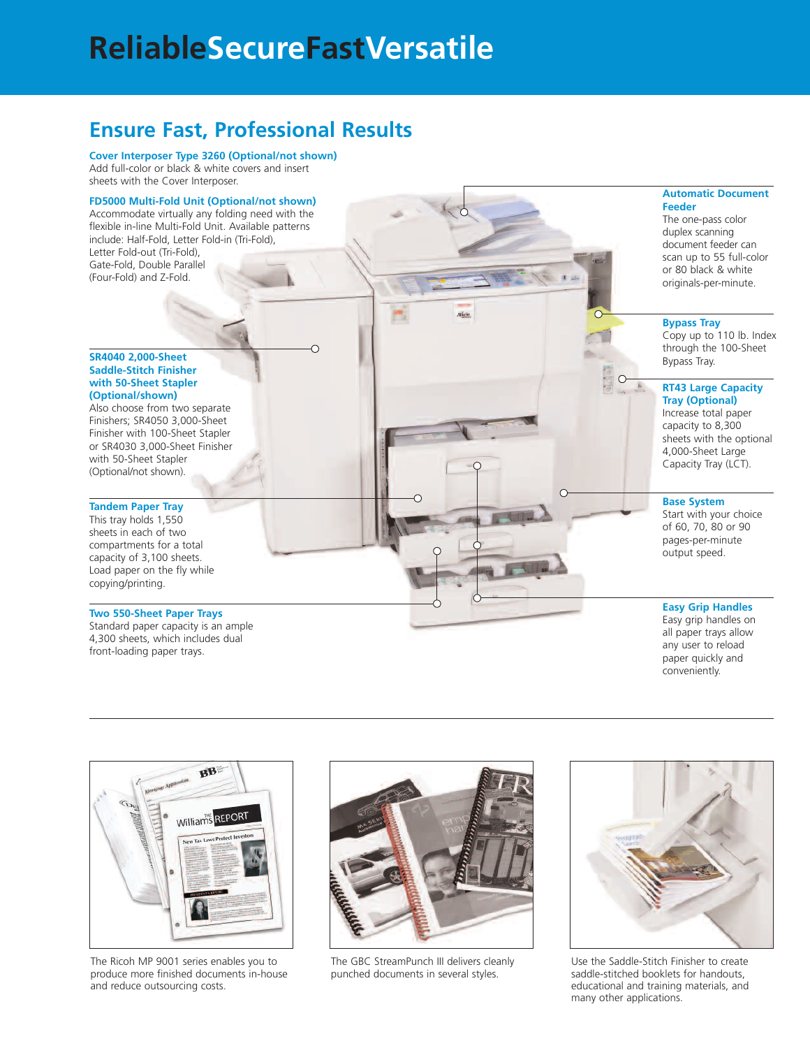# ReliableSecureFastVersatile

## Ensure Fast, Professional Results

**Cover Interposer Type 3260 (Optional/not shown)**
Add full-color or black & white covers and insert sheets with the Cover Interposer.

**FD5000 Multi-Fold Unit (Optional/not shown)**
Accommodate virtually any folding need with the flexible in-line Multi-Fold Unit. Available patterns include: Half-Fold, Letter Fold-in (Tri-Fold), Letter Fold-out (Tri-Fold), Gate-Fold, Double Parallel (Four-Fold) and Z-Fold.

**SR4040 2,000-Sheet Saddle-Stitch Finisher with 50-Sheet Stapler (Optional/shown)**
Also choose from two separate Finishers; SR4050 3,000-Sheet Finisher with 100-Sheet Stapler or SR4030 3,000-Sheet Finisher with 50-Sheet Stapler (Optional/not shown).

**Tandem Paper Tray**
This tray holds 1,550 sheets in each of two compartments for a total capacity of 3,100 sheets. Load paper on the fly while copying/printing.

**Two 550-Sheet Paper Trays**
Standard paper capacity is an ample 4,300 sheets, which includes dual front-loading paper trays.

**Automatic Document Feeder**
The one-pass color duplex scanning document feeder can scan up to 55 full-color or 80 black & white originals-per-minute.

**Bypass Tray**
Copy up to 110 lb. Index through the 100-Sheet Bypass Tray.

**RT43 Large Capacity Tray (Optional)**
Increase total paper capacity to 8,300 sheets with the optional 4,000-Sheet Large Capacity Tray (LCT).

**Base System**
Start with your choice of 60, 70, 80 or 90 pages-per-minute output speed.

**Easy Grip Handles**
Easy grip handles on all paper trays allow any user to reload paper quickly and conveniently.

---

The Ricoh MP 9001 series enables you to produce more finished documents in-house and reduce outsourcing costs.

The GBC StreamPunch III delivers cleanly punched documents in several styles.

Use the Saddle-Stitch Finisher to create saddle-stitched booklets for handouts, educational and training materials, and many other applications.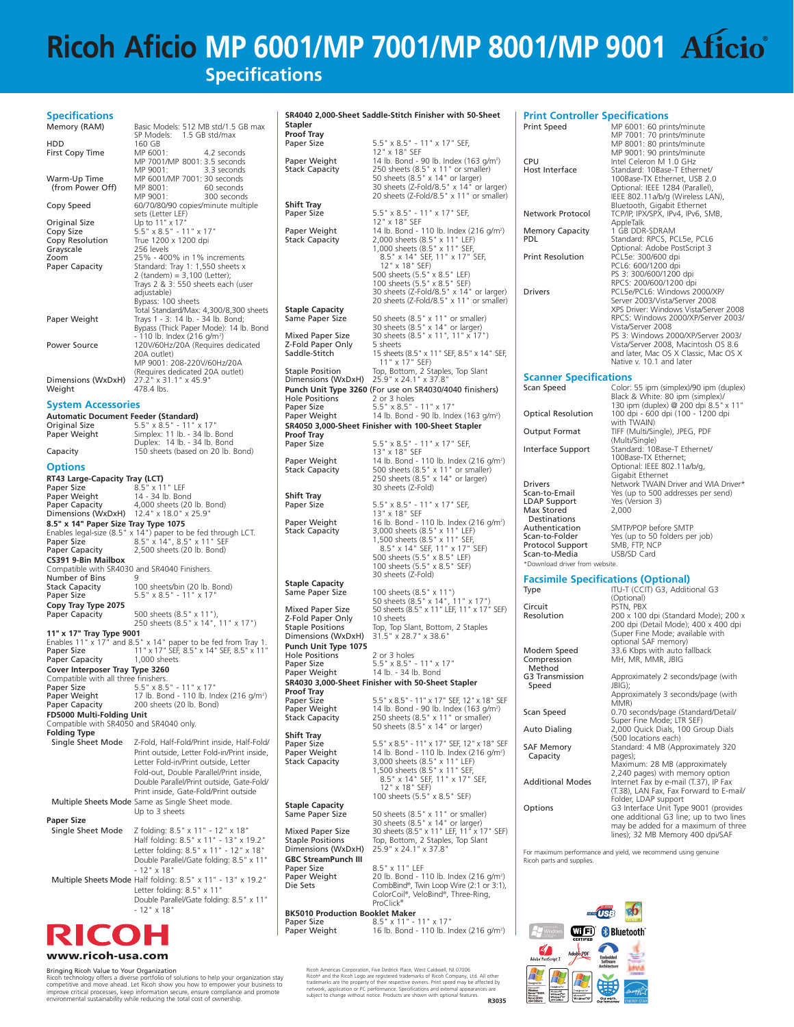# Ricoh Aficio MP 6001/MP 7001/MP 8001/MP 9001

## Specifications

## Specifications

| | |
|---|---|
| Memory (RAM) | Basic Models: 512 MB std/1.5 GB max<br>SP Models: 1.5 GB std/max |
| HDD | 160 GB |
| First Copy Time | MP 6001: 4.2 seconds<br>MP 7001/MP 8001: 3.5 seconds<br>MP 9001: 3.3 seconds |
| Warm-Up Time (from Power Off) | MP 6001/MP 7001: 30 seconds<br>MP 8001: 60 seconds<br>MP 9001: 300 seconds |
| Copy Speed | 60/70/80/90 copies/minute multiple sets (Letter LEF) |
| Original Size | Up to 11" x 17" |
| Copy Size | 5.5" x 8.5" - 11" x 17" |
| Copy Resolution | True 1200 x 1200 dpi |
| Grayscale | 256 levels |
| Zoom | 25% - 400% in 1% increments |
| Paper Capacity | Standard: Tray 1: 1,550 sheets x 2 (tandem) = 3,100 (Letter);<br>Trays 2 & 3: 550 sheets each (user adjustable)<br>Bypass: 100 sheets<br>Total Standard/Max: 4,300/8,300 sheets |
| Paper Weight | Trays 1 - 3: 14 lb. - 34 lb. Bond;<br>Bypass (Thick Paper Mode): 14 lb. Bond - 110 lb. Index (216 g/m²) |
| Power Source | 120V/60Hz/20A (Requires dedicated 20A outlet)<br>MP 9001: 208-220V/60Hz/20A (Requires dedicated 20A outlet) |
| Dimensions (WxDxH) | 27.2" x 31.1" x 45.9" |
| Weight | 478.4 lbs. |

## System Accessories

**Automatic Document Feeder (Standard)**

| | |
|---|---|
| Original Size | 5.5" x 8.5" - 11" x 17" |
| Paper Weight | Simplex: 11 lb. - 34 lb. Bond<br>Duplex: 14 lb. - 34 lb. Bond |
| Capacity | 150 sheets (based on 20 lb. Bond) |

## Options

**RT43 Large-Capacity Tray (LCT)**

| | |
|---|---|
| Paper Size | 8.5" x 11" LEF |
| Paper Weight | 14 - 34 lb. Bond |
| Paper Capacity | 4,000 sheets (20 lb. Bond) |
| Dimensions (WxDxH) | 12.4" x 18.0" x 25.9" |

**8.5" x 14" Paper Size Tray Type 1075**

Enables legal-size (8.5" x 14") paper to be fed through LCT.

| | |
|---|---|
| Paper Size | 8.5" x 14", 8.5" x 11" SEF |
| Paper Capacity | 2,500 sheets (20 lb. Bond) |

**CS391 9-Bin Mailbox**

Compatible with SR4030 and SR4040 Finishers.

| | |
|---|---|
| Number of Bins | 9 |
| Stack Capacity | 100 sheets/bin (20 lb. Bond) |
| Paper Size | 5.5" x 8.5" - 11" x 17" |

**Copy Tray Type 2075**

| | |
|---|---|
| Paper Capacity | 500 sheets (8.5" x 11"),<br>250 sheets (8.5" x 14", 11" x 17") |

**11" x 17" Tray Type 9001**

Enables 11" x 17" and 8.5" x 14" paper to be fed from Tray 1.

| | |
|---|---|
| Paper Size | 11" x 17" SEF, 8.5" x 14" SEF, 8.5" x 11" |
| Paper Capacity | 1,000 sheets |

**Cover Interposer Tray Type 3260**

Compatible with all three finishers.

| | |
|---|---|
| Paper Size | 5.5" x 8.5" - 11" x 17" |
| Paper Weight | 17 lb. Bond - 110 lb. Index (216 g/m²) |
| Paper Capacity | 200 sheets (20 lb. Bond) |

**FD5000 Multi-Folding Unit**

Compatible with SR4050 and SR4040 only.

**Folding Type**

| | |
|---|---|
| Single Sheet Mode | Z-Fold, Half-Fold/Print inside, Half-Fold/Print outside, Letter Fold-in/Print inside, Letter Fold-in/Print outside, Letter Fold-out, Double Parallel/Print inside, Double Parallel/Print outside, Gate-Fold/Print inside, Gate-Fold/Print outside |
| Multiple Sheets Mode | Same as Single Sheet mode. Up to 3 sheets |

**Paper Size**

| | |
|---|---|
| Single Sheet Mode | Z folding: 8.5" x 11" - 12" x 18"<br>Half folding: 8.5" x 11" - 13" x 19.2"<br>Letter folding: 8.5" x 11" - 12" x 18"<br>Double Parallel/Gate folding: 8.5" x 11" - 12" x 18" |
| Multiple Sheets Mode | Half folding: 8.5" x 11" - 13" x 19.2"<br>Letter folding: 8.5" x 11"<br>Double Parallel/Gate folding: 8.5" x 11" - 12" x 18" |

**SR4040 2,000-Sheet Saddle-Stitch Finisher with 50-Sheet Stapler**

**Proof Tray**

| | |
|---|---|
| Paper Size | 5.5" x 8.5" - 11" x 17" SEF, 12" x 18" SEF |
| Paper Weight | 14 lb. Bond - 90 lb. Index (163 g/m²) |
| Stack Capacity | 250 sheets (8.5" x 11" or smaller)<br>50 sheets (8.5" x 14" or larger)<br>30 sheets (Z-Fold/8.5" x 14" or larger)<br>20 sheets (Z-Fold/8.5" x 11" or smaller) |

**Shift Tray**

| | |
|---|---|
| Paper Size | 5.5" x 8.5" - 11" x 17" SEF, 12" x 18" SEF |
| Paper Weight | 14 lb. Bond - 110 lb. Index (216 g/m²) |
| Stack Capacity | 2,000 sheets (8.5" x 11" LEF)<br>1,000 sheets (8.5" x 11" SEF, 8.5" x 14" SEF, 11" x 17" SEF, 12" x 18" SEF)<br>500 sheets (5.5" x 8.5" LEF)<br>100 sheets (5.5" x 8.5" SEF)<br>30 sheets (Z-Fold/8.5" x 14" or larger)<br>20 sheets (Z-Fold/8.5" x 11" or smaller) |

**Staple Capacity**

| | |
|---|---|
| Same Paper Size | 50 sheets (8.5" x 11" or smaller)<br>30 sheets (8.5" x 14" or larger) |
| Mixed Paper Size | 30 sheets (8.5" x 11", 11" x 17") |
| Z-Fold Paper Only | 5 sheets |
| Saddle-Stitch | 15 sheets (8.5" x 11" SEF, 8.5" x 14" SEF, 11" x 17" SEF) |
| Staple Position | Top, Bottom, 2 Staples, Top Slant |
| Dimensions (WxDxH) | 25.9" x 24.1" x 37.8" |

**Punch Unit Type 3260** (For use on SR4030/4040 finishers)

| | |
|---|---|
| Hole Positions | 2 or 3 holes |
| Paper Size | 5.5" x 8.5" - 11" x 17" |
| Paper Weight | 14 lb. Bond - 90 lb. Index (163 g/m²) |

**SR4050 3,000-Sheet Finisher with 100-Sheet Stapler**

**Proof Tray**

| | |
|---|---|
| Paper Size | 5.5" x 8.5" - 11" x 17" SEF, 13" x 18" SEF |
| Paper Weight | 14 lb. Bond - 110 lb. Index (216 g/m²) |
| Stack Capacity | 500 sheets (8.5" x 11" or smaller)<br>250 sheets (8.5" x 14" or larger)<br>30 sheets (Z-Fold) |

**Shift Tray**

| | |
|---|---|
| Paper Size | 5.5" x 8.5" - 11" x 17" SEF, 13" x 18" SEF |
| Paper Weight | 16 lb. Bond - 110 lb. Index (216 g/m²) |
| Stack Capacity | 3,000 sheets (8.5" x 11" LEF)<br>1,500 sheets (8.5" x 11" SEF, 8.5" x 14" SEF, 11" x 17" SEF)<br>500 sheets (5.5" x 8.5" LEF)<br>100 sheets (5.5" x 8.5" SEF)<br>30 sheets (Z-Fold) |

**Staple Capacity**

| | |
|---|---|
| Same Paper Size | 100 sheets (8.5" x 11")<br>50 sheets (8.5" x 14", 11" x 17") |
| Mixed Paper Size | 50 sheets (8.5" x 11" LEF, 11" x 17" SEF) |
| Z-Fold Paper Only | 10 sheets |
| Staple Positions | Top, Top Slant, Bottom, 2 Staples |
| Dimensions (WxDxH) | 31.5" x 28.7" x 38.6" |

**Punch Unit Type 1075**

| | |
|---|---|
| Hole Positions | 2 or 3 holes |
| Paper Size | 5.5" x 8.5" - 11" x 17" |
| Paper Weight | 14 lb. - 34 lb. Bond |

**SR4030 3,000-Sheet Finisher with 50-Sheet Stapler**

**Proof Tray**

| | |
|---|---|
| Paper Size | 5.5" x 8.5" - 11" x 17" SEF, 12" x 18" SEF |
| Paper Weight | 14 lb. Bond - 90 lb. Index (163 g/m²) |
| Stack Capacity | 250 sheets (8.5" x 11" or smaller)<br>50 sheets (8.5" x 14" or larger) |

**Shift Tray**

| | |
|---|---|
| Paper Size | 5.5" x 8.5" - 11" x 17" SEF, 12" x 18" SEF |
| Paper Weight | 14 lb. Bond - 110 lb. Index (216 g/m²) |
| Stack Capacity | 3,000 sheets (8.5" x 11" LEF)<br>1,500 sheets (8.5" x 11" SEF, 8.5" x 14" SEF, 11" x 17" SEF, 12" x 18" SEF)<br>100 sheets (5.5" x 8.5" SEF) |

**Staple Capacity**

| | |
|---|---|
| Same Paper Size | 50 sheets (8.5" x 11" or smaller)<br>30 sheets (8.5" x 14" or larger) |
| Mixed Paper Size | 30 sheets (8.5" x 11" LEF, 11" x 17" SEF) |
| Staple Positions | Top, Bottom, 2 Staples, Top Slant |
| Dimensions (WxDxH) | 25.9" x 24.1" x 37.8" |

**GBC StreamPunch III**

| | |
|---|---|
| Paper Size | 8.5" x 11" LEF |
| Paper Weight | 20 lb. Bond - 110 lb. Index (216 g/m²) |
| Die Sets | CombBind®, Twin Loop Wire (2:1 or 3:1), ColorCoil®, VeloBind®, Three-Ring, ProClick® |

**BK5010 Production Booklet Maker**

| | |
|---|---|
| Paper Size | 8.5" x 11" - 11" x 17" |
| Paper Weight | 16 lb. Bond - 110 lb. Index (216 g/m²) |

## Print Controller Specifications

| | |
|---|---|
| Print Speed | MP 6001: 60 prints/minute<br>MP 7001: 70 prints/minute<br>MP 8001: 80 prints/minute<br>MP 9001: 90 prints/minute |
| CPU | Intel Celeron M 1.0 GHz |
| Host Interface | Standard: 10Base-T Ethernet/100Base-TX Ethernet, USB 2.0<br>Optional: IEEE 1284 (Parallel), IEEE 802.11a/b/g (Wireless LAN), Bluetooth, Gigabit Ethernet |
| Network Protocol | TCP/IP, IPX/SPX, IPv4, IPv6, SMB, AppleTalk |
| Memory Capacity | 1 GB DDR-SDRAM |
| PDL | Standard: RPCS, PCL5e, PCL6<br>Optional: Adobe PostScript 3 |
| Print Resolution | PCL5e: 300/600 dpi<br>PCL6: 600/1200 dpi<br>PS 3: 300/600/1200 dpi<br>RPCS: 200/600/1200 dpi |
| Drivers | PCL5e/PCL6: Windows 2000/XP/Server 2003/Vista/Server 2008<br>XPS Driver: Windows Vista/Server 2008<br>RPCS: Windows 2000/XP/Server 2003/Vista/Server 2008<br>PS 3: Windows 2000/XP/Server 2003/Vista/Server 2008, Macintosh OS 8.6 and later, Mac OS X Classic, Mac OS X Native v. 10.1 and later |

## Scanner Specifications

| | |
|---|---|
| Scan Speed | Color: 55 ipm (simplex)/90 ipm (duplex)<br>Black & White: 80 ipm (simplex)/130 ipm (duplex) @ 200 dpi 8.5" x 11" |
| Optical Resolution | 100 dpi - 600 dpi (100 - 1200 dpi with TWAIN) |
| Output Format | TIFF (Multi/Single), JPEG, PDF (Multi/Single) |
| Interface Support | Standard: 10Base-T Ethernet/100Base-TX Ethernet;<br>Optional: IEEE 802.11a/b/g, Gigabit Ethernet |
| Drivers | Network TWAIN Driver and WIA Driver* |
| Scan-to-Email | Yes (up to 500 addresses per send) |
| LDAP Support | Yes (Version 3) |
| Max Stored Destinations | 2,000 |
| Authentication | SMTP/POP before SMTP |
| Scan-to-Folder | Yes (up to 50 folders per job) |
| Protocol Support | SMB, FTP, NCP |
| Scan-to-Media | USB/SD Card |

*Download driver from website.

## Facsimile Specifications (Optional)

| | |
|---|---|
| Type | ITU-T (CCIT) G3, Additional G3 (Optional) |
| Circuit | PSTN, PBX |
| Resolution | 200 x 100 dpi (Standard Mode); 200 x 200 dpi (Detail Mode); 400 x 400 dpi (Super Fine Mode; available with optional SAF memory) |
| Modem Speed | 33.6 Kbps with auto fallback |
| Compression Method | MH, MR, MMR, JBIG |
| G3 Transmission Speed | Approximately 2 seconds/page (with JBIG);<br>Approximately 3 seconds/page (with MMR) |
| Scan Speed | 0.70 seconds/page (Standard/Detail/Super Fine Mode; LTR SEF) |
| Auto Dialing | 2,000 Quick Dials, 100 Group Dials (500 locations each) |
| SAF Memory Capacity | Standard: 4 MB (Approximately 320 pages);<br>Maximum: 28 MB (approximately 2,240 pages) with memory option |
| Additional Modes | Internet Fax by e-mail (T.37), IP Fax (T.38), LAN Fax, Fax Forward to E-mail/Folder, LDAP support |
| Options | G3 Interface Unit Type 9001 (provides one additional G3 line; up to two lines may be added for a maximum of three lines); 32 MB Memory 400 dpi/SAF |

For maximum performance and yield, we recommend using genuine Ricoh parts and supplies.

RICOH

www.ricoh-usa.com

Bringing Ricoh Value to Your Organization
Ricoh technology offers a diverse portfolio of solutions to help your organization stay competitive and move ahead. Let Ricoh show you how to empower your business to improve critical processes, keep information secure, ensure compliance and promote environmental sustainability while reducing the total cost of ownership.

Ricoh Americas Corporation, Five Dedrick Place, West Caldwell, NJ 07006
Ricoh® and the Ricoh Logo are registered trademarks of Ricoh Company, Ltd. All other trademarks are the property of their respective owners. Print speed may be affected by network, application or PC performance. Specifications and external appearances are subject to change without notice. Products are shown with optional features.

R3035